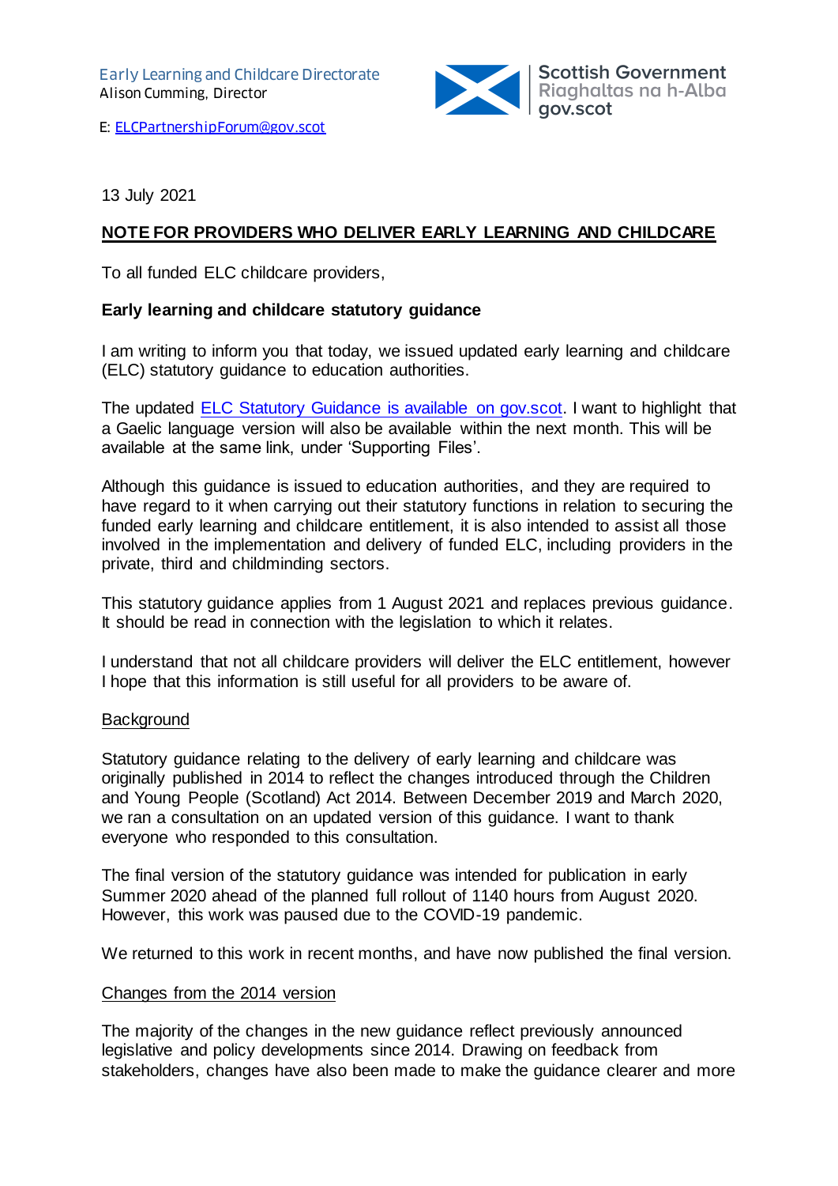Early Learning and Childcare Directorate
Alison Cumming, Director

Scottish Government
Riaghaltas na h-Alba
gov.scot

E: [ELCPartnershipForum@gov.scot](mailto:ELCPartnershipForum@gov.scot)

13 July 2021

**NOTE FOR PROVIDERS WHO DELIVER EARLY LEARNING AND CHILDCARE**

To all funded ELC childcare providers,

**Early learning and childcare statutory guidance**

I am writing to inform you that today, we issued updated early learning and childcare (ELC) statutory guidance to education authorities.

The updated ELC Statutory Guidance is available on gov.scot. I want to highlight that a Gaelic language version will also be available within the next month. This will be available at the same link, under 'Supporting Files'.

Although this guidance is issued to education authorities, and they are required to have regard to it when carrying out their statutory functions in relation to securing the funded early learning and childcare entitlement, it is also intended to assist all those involved in the implementation and delivery of funded ELC, including providers in the private, third and childminding sectors.

This statutory guidance applies from 1 August 2021 and replaces previous guidance. It should be read in connection with the legislation to which it relates.

I understand that not all childcare providers will deliver the ELC entitlement, however I hope that this information is still useful for all providers to be aware of.

## Background

Statutory guidance relating to the delivery of early learning and childcare was originally published in 2014 to reflect the changes introduced through the Children and Young People (Scotland) Act 2014. Between December 2019 and March 2020, we ran a consultation on an updated version of this guidance. I want to thank everyone who responded to this consultation.

The final version of the statutory guidance was intended for publication in early Summer 2020 ahead of the planned full rollout of 1140 hours from August 2020. However, this work was paused due to the COVID-19 pandemic.

We returned to this work in recent months, and have now published the final version.

## Changes from the 2014 version

The majority of the changes in the new guidance reflect previously announced legislative and policy developments since 2014. Drawing on feedback from stakeholders, changes have also been made to make the guidance clearer and more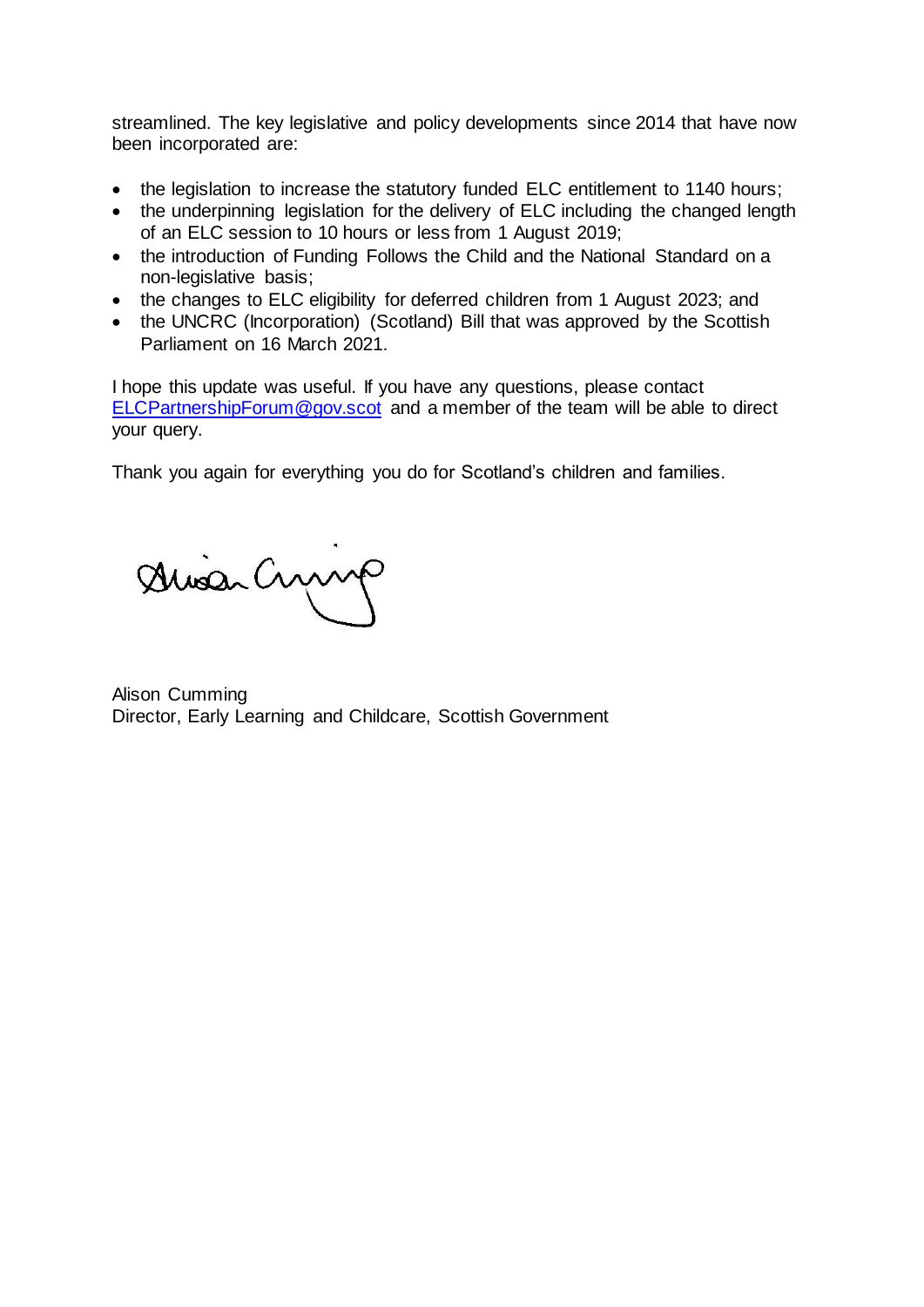streamlined. The key legislative and policy developments since 2014 that have now been incorporated are:

- the legislation to increase the statutory funded ELC entitlement to 1140 hours;
- the underpinning legislation for the delivery of ELC including the changed length of an ELC session to 10 hours or less from 1 August 2019;
- the introduction of Funding Follows the Child and the National Standard on a non-legislative basis;
- the changes to ELC eligibility for deferred children from 1 August 2023; and
- the UNCRC (Incorporation) (Scotland) Bill that was approved by the Scottish Parliament on 16 March 2021.

I hope this update was useful. If you have any questions, please contact ELCPartnershipForum@gov.scot and a member of the team will be able to direct your query.

Thank you again for everything you do for Scotland's children and families.

Alison Cumming
Director, Early Learning and Childcare, Scottish Government